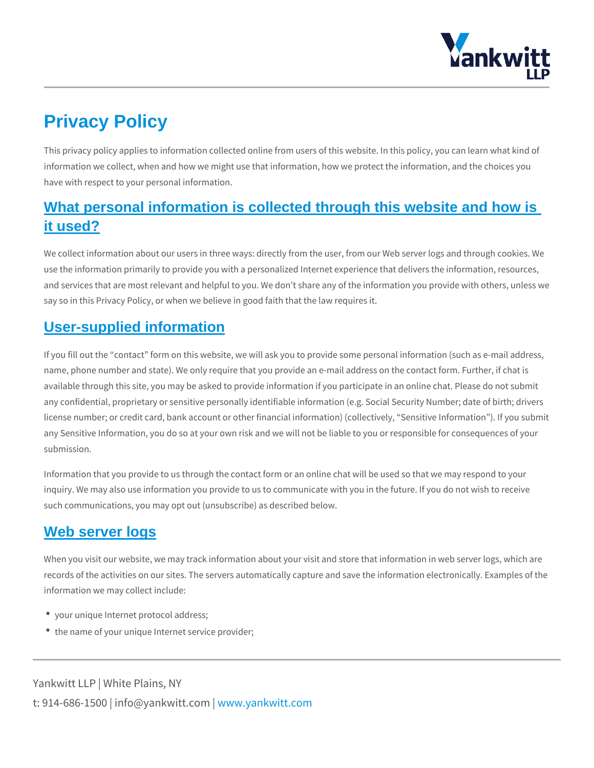# Privacy Policy

This privacy policy applies to information collected online from users of this website. In this policy, you can learn what kind of information we collect, when and how we might use that information, how we protect the information, and the choices you have with respect to your personal information.

## What personal information is collected through this website and how is it used?

We collect information about our users in three ways: directly from the user, from our Web server logs and through cookies. We use the information primarily to provide you with a personalized Internet experience that delivers the information, resources, and services that are most relevant and helpful to you. We don't share any of the information you provide with others, unless we say so in this Privacy Policy, or when we believe in good faith that the law requires it.

## User-supplied information

If you fill out the "contact" form on this website, we will ask you to provide some personal information (such as e-mail address, name, phone number and state). We only require that you provide an e-mail address on the contact form. Further, if chat is available through this site, you may be asked to provide information if you participate in an online chat. Please do not submit any confidential, proprietary or sensitive personally identifiable information (e.g. Social Security Number; date of birth; drivers license number; or credit card, bank account or other financial information) (collectively, "Sensitive Information"). If you submit any Sensitive Information, you do so at your own risk and we will not be liable to you or responsible for consequences of your submission.

Information that you provide to us through the contact form or an online chat will be used so that we may respond to your inquiry. We may also use information you provide to us to communicate with you in the future. If you do not wish to receive such communications, you may opt out (unsubscribe) as described below.

## Web server logs

When you visit our website, we may track information about your visit and store that information in web server logs, which are records of the activities on our sites. The servers automatically capture and save the information electronically. Examples of the information we may collect include:

- your unique Internet protocol address;
- the name of your unique Internet service provider;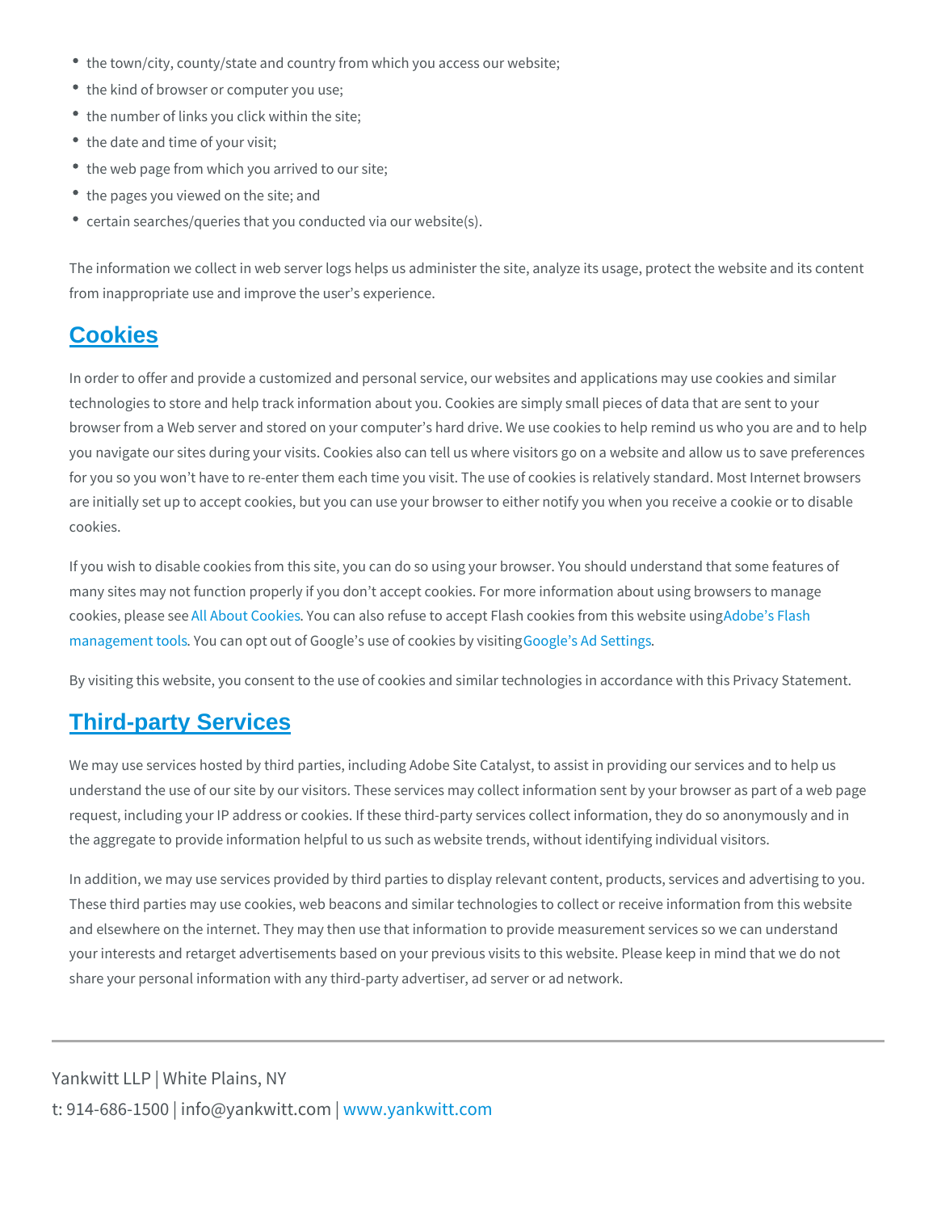- the town/city, county/state and country from which you access our website;
- the kind of browser or computer you use;
- the number of links you click within the site;
- the date and time of your visit;
- the web page from which you arrived to our site;
- the pages you viewed on the site; and
- certain searches/queries that you conducted via our website(s).

The information we collect in web server logs helps us administer the site, analyze its usage, protect the website and its content from inappropriate use and improve the user's experience.

## Cookies

In order to offer and provide a customized and personal service, our websites and applications may use cookies and similar technologies to store and help track information about you. Cookies are simply small pieces of data that are sent to your browser from a Web server and stored on your computer's hard drive. We use cookies to help remind us who you are and to help you navigate our sites during your visits. Cookies also can tell us where visitors go on a website and allow us to save preferences for you so you won't have to re-enter them each time you visit. The use of cookies is relatively standard. Most Internet browsers are initially set up to accept cookies, but you can use your browser to either notify you when you receive a cookie or to disable cookies.

If you wish to disable cookies from this site, you can do so using your browser. You should understand that some features of many sites may not function properly if you don't accept cookies. For more information about using browsers to manage cookies, please see All About Cookies. You can also refuse to accept Flash cookies from this website using Adobe's Flash management tools. You can opt out of Google's use of cookies by visiting Google's Ad Settings.

By visiting this website, you consent to the use of cookies and similar technologies in accordance with this Privacy Statement.

## Third-party Services

We may use services hosted by third parties, including Adobe Site Catalyst, to assist in providing our services and to help us understand the use of our site by our visitors. These services may collect information sent by your browser as part of a web page request, including your IP address or cookies. If these third-party services collect information, they do so anonymously and in the aggregate to provide information helpful to us such as website trends, without identifying individual visitors.

In addition, we may use services provided by third parties to display relevant content, products, services and advertising to you. These third parties may use cookies, web beacons and similar technologies to collect or receive information from this website and elsewhere on the internet. They may then use that information to provide measurement services so we can understand your interests and retarget advertisements based on your previous visits to this website. Please keep in mind that we do not share your personal information with any third-party advertiser, ad server or ad network.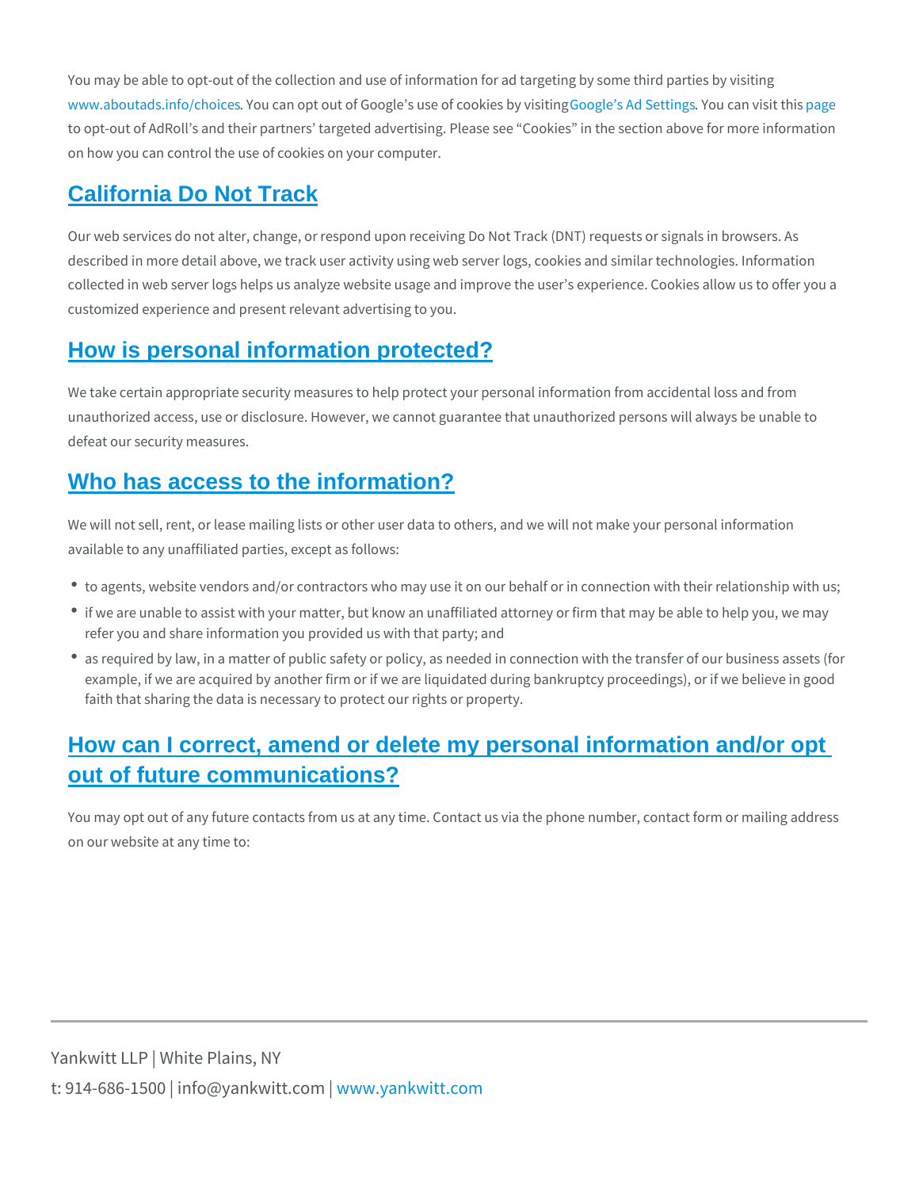You may be able to opt-out of the collection and use of information for ad targeting by some third parties by visiting www.aboutads.info/choices. You can opt out of Google's use of cookies by visiting Google's Ad Settings. You can visit this page to opt-out of AdRoll's and their partners' targeted advertising. Please see "Cookies" in the section above for more information on how you can control the use of cookies on your computer.

## California Do Not Track

Our web services do not alter, change, or respond upon receiving Do Not Track (DNT) requests or signals in browsers. As described in more detail above, we track user activity using web server logs, cookies and similar technologies. Information collected in web server logs helps us analyze website usage and improve the user's experience. Cookies allow us to offer you a customized experience and present relevant advertising to you.

## How is personal information protected?

We take certain appropriate security measures to help protect your personal information from accidental loss and from unauthorized access, use or disclosure. However, we cannot guarantee that unauthorized persons will always be unable to defeat our security measures.

## Who has access to the information?

We will not sell, rent, or lease mailing lists or other user data to others, and we will not make your personal information available to any unaffiliated parties, except as follows:

- to agents, website vendors and/or contractors who may use it on our behalf or in connection with their relationship with us;
- if we are unable to assist with your matter, but know an unaffiliated attorney or firm that may be able to help you, we may refer you and share information you provided us with that party; and
- as required by law, in a matter of public safety or policy, as needed in connection with the transfer of our business assets (for example, if we are acquired by another firm or if we are liquidated during bankruptcy proceedings), or if we believe in good faith that sharing the data is necessary to protect our rights or property.

## How can I correct, amend or delete my personal information and/or opt out of future communications?

You may opt out of any future contacts from us at any time. Contact us via the phone number, contact form or mailing address on our website at any time to: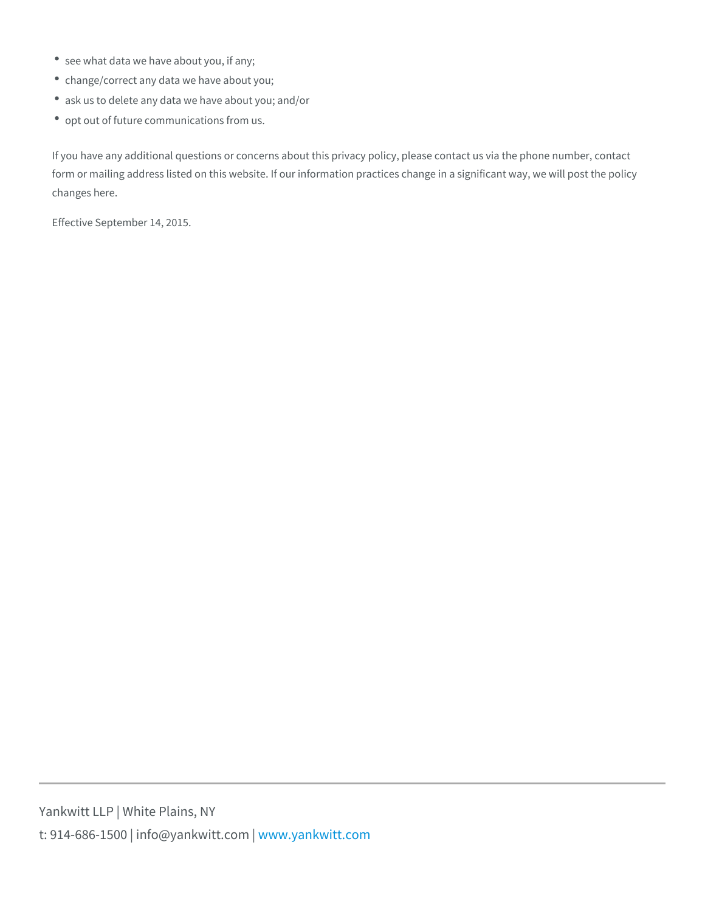- see what data we have about you, if any;
- change/correct any data we have about you;
- ask us to delete any data we have about you; and/or
- opt out of future communications from us.

If you have any additional questions or concerns about this privacy policy, please contact us via the phone number, contact form or mailing address listed on this website. If our information practices change in a significant way, we will post the policy changes here.

Effective September 14, 2015.